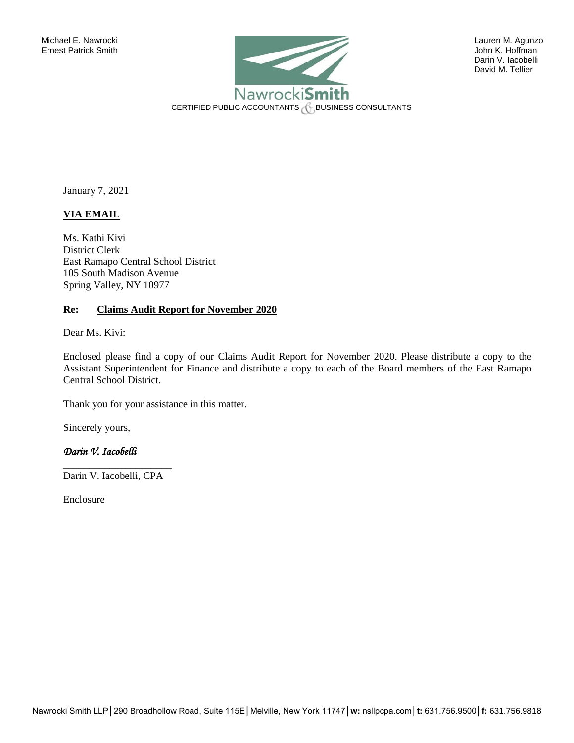Michael E. Nawrocki
Ernest Patrick Smith

Lauren M. Agunzo
John K. Hoffman
Darin V. Iacobelli
David M. Tellier

**NawrockiSmith**
CERTIFIED PUBLIC ACCOUNTANTS & BUSINESS CONSULTANTS

January 7, 2021

**VIA EMAIL**

Ms. Kathi Kivi
District Clerk
East Ramapo Central School District
105 South Madison Avenue
Spring Valley, NY 10977

**Re: Claims Audit Report for November 2020**

Dear Ms. Kivi:

Enclosed please find a copy of our Claims Audit Report for November 2020. Please distribute a copy to the Assistant Superintendent for Finance and distribute a copy to each of the Board members of the East Ramapo Central School District.

Thank you for your assistance in this matter.

Sincerely yours,

*Darin V. Iacobelli*

Darin V. Iacobelli, CPA

Enclosure

Nawrocki Smith LLP | 290 Broadhollow Road, Suite 115E | Melville, New York 11747 | **w:** nsllpcpa.com | **t:** 631.756.9500 | **f:** 631.756.9818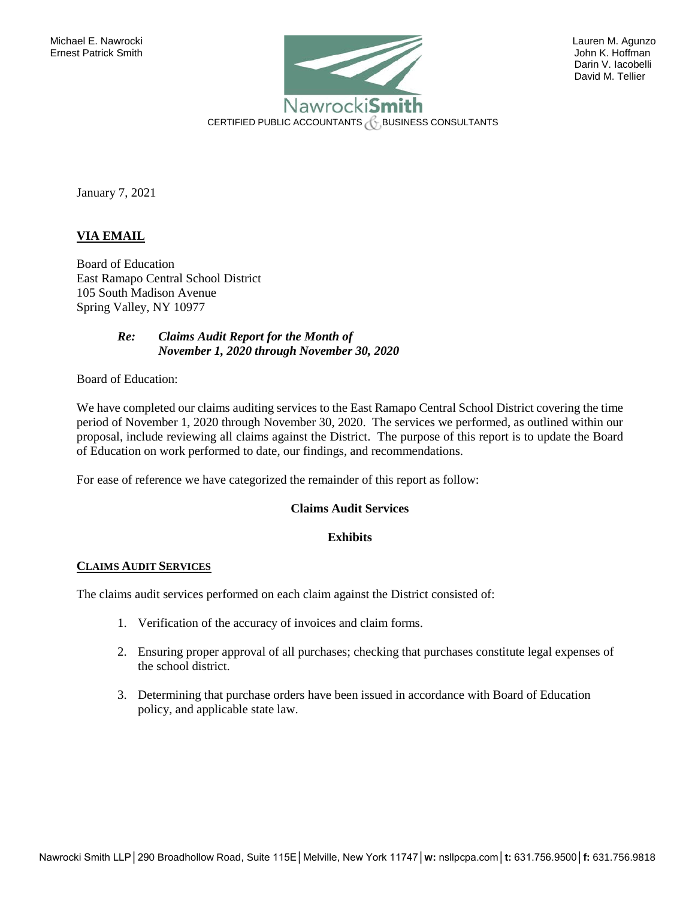Michael E. Nawrocki
Ernest Patrick Smith

Lauren M. Agunzo
John K. Hoffman
Darin V. Iacobelli
David M. Tellier

**NawrockiSmith**
CERTIFIED PUBLIC ACCOUNTANTS & BUSINESS CONSULTANTS

January 7, 2021

**VIA EMAIL**

Board of Education
East Ramapo Central School District
105 South Madison Avenue
Spring Valley, NY 10977

***Re: Claims Audit Report for the Month of November 1, 2020 through November 30, 2020***

Board of Education:

We have completed our claims auditing services to the East Ramapo Central School District covering the time period of November 1, 2020 through November 30, 2020. The services we performed, as outlined within our proposal, include reviewing all claims against the District. The purpose of this report is to update the Board of Education on work performed to date, our findings, and recommendations.

For ease of reference we have categorized the remainder of this report as follow:

**Claims Audit Services**

**Exhibits**

## CLAIMS AUDIT SERVICES

The claims audit services performed on each claim against the District consisted of:

1. Verification of the accuracy of invoices and claim forms.
2. Ensuring proper approval of all purchases; checking that purchases constitute legal expenses of the school district.
3. Determining that purchase orders have been issued in accordance with Board of Education policy, and applicable state law.

Nawrocki Smith LLP | 290 Broadhollow Road, Suite 115E | Melville, New York 11747 | **w:** nsllpcpa.com | **t:** 631.756.9500 | **f:** 631.756.9818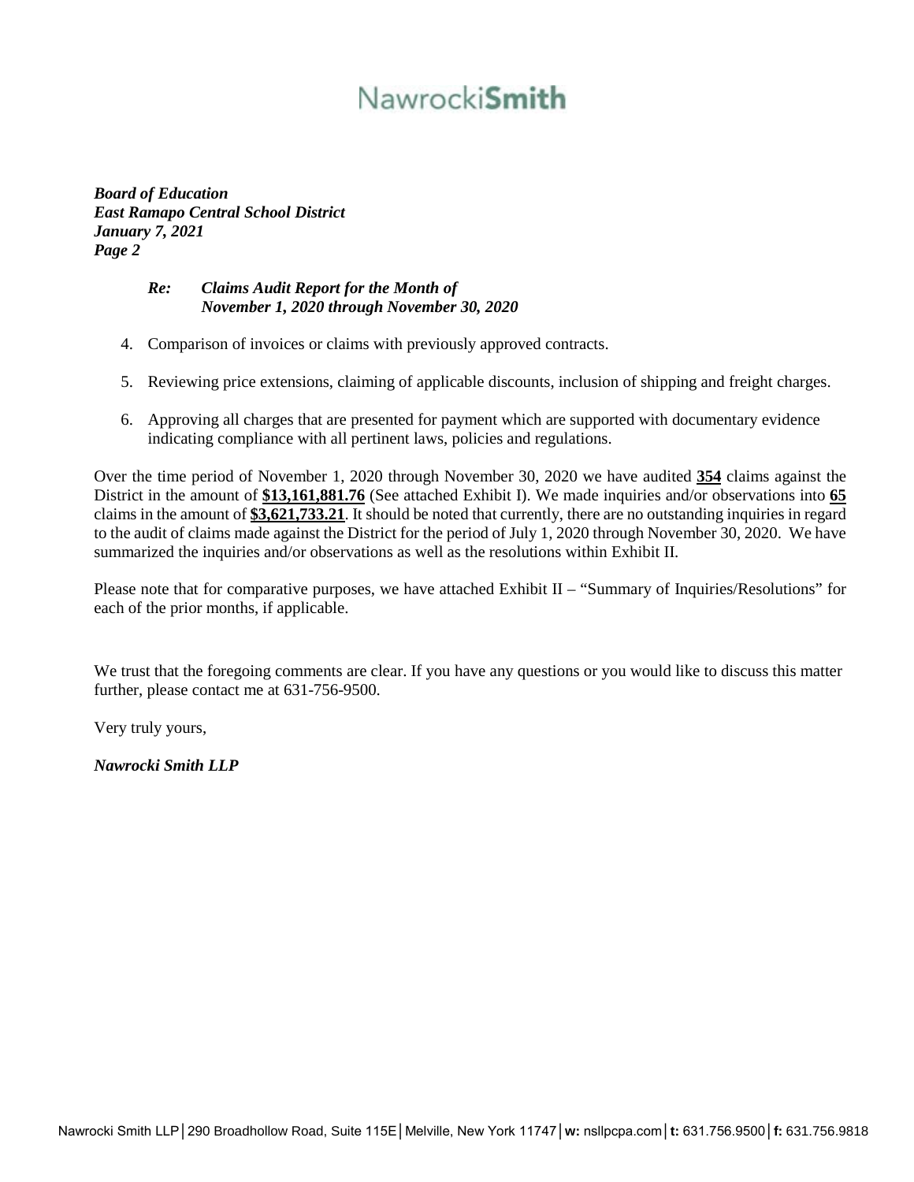*Board of Education*
*East Ramapo Central School District*
*January 7, 2021*
*Page 2*

> ***Re: Claims Audit Report for the Month of***
> ***November 1, 2020 through November 30, 2020***

4. Comparison of invoices or claims with previously approved contracts.

5. Reviewing price extensions, claiming of applicable discounts, inclusion of shipping and freight charges.

6. Approving all charges that are presented for payment which are supported with documentary evidence indicating compliance with all pertinent laws, policies and regulations.

Over the time period of November 1, 2020 through November 30, 2020 we have audited **354** claims against the District in the amount of **$13,161,881.76** (See attached Exhibit I). We made inquiries and/or observations into **65** claims in the amount of **$3,621,733.21**. It should be noted that currently, there are no outstanding inquiries in regard to the audit of claims made against the District for the period of July 1, 2020 through November 30, 2020. We have summarized the inquiries and/or observations as well as the resolutions within Exhibit II.

Please note that for comparative purposes, we have attached Exhibit II – "Summary of Inquiries/Resolutions" for each of the prior months, if applicable.

We trust that the foregoing comments are clear. If you have any questions or you would like to discuss this matter further, please contact me at 631-756-9500.

Very truly yours,

***Nawrocki Smith LLP***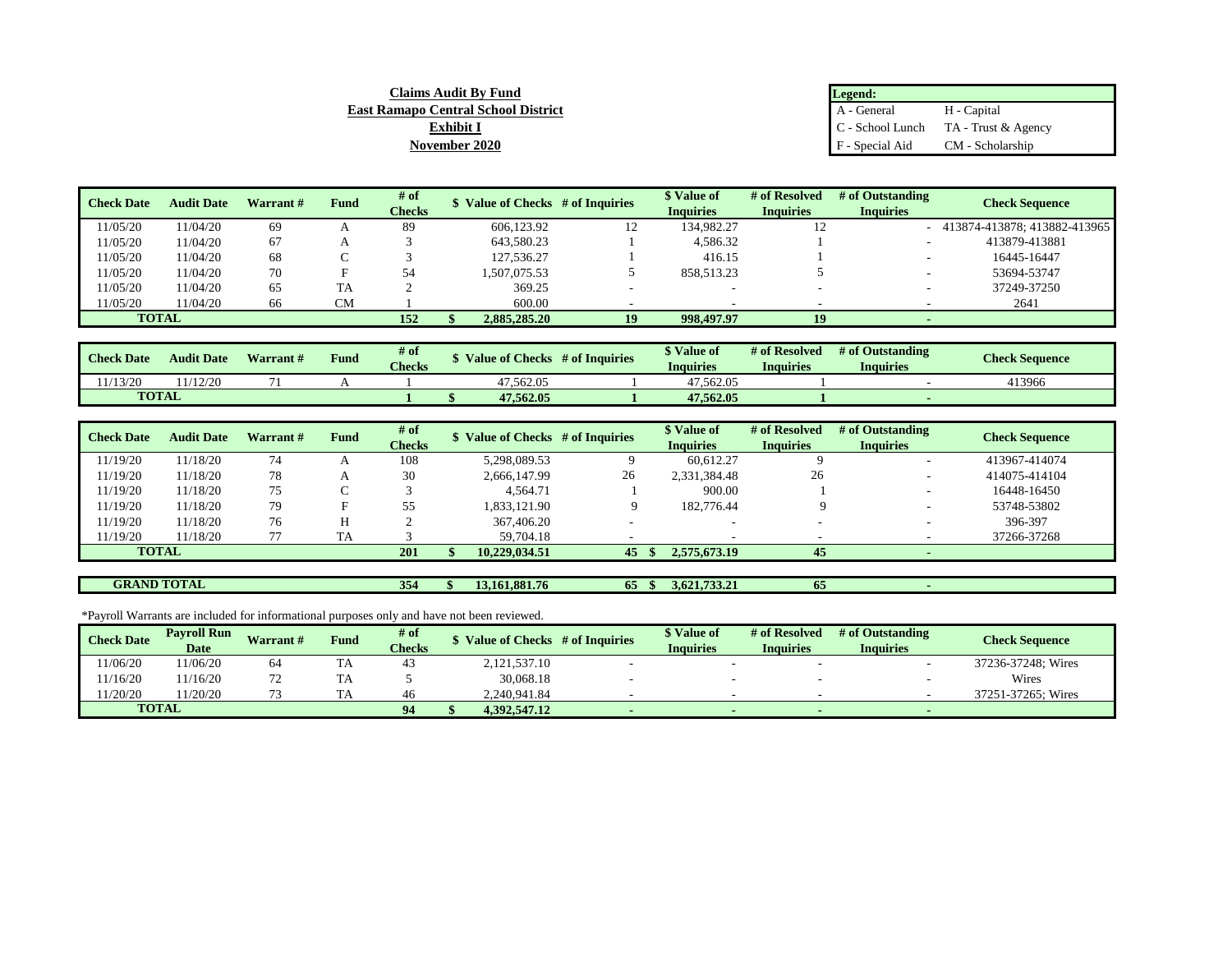**Claims Audit By Fund**
**East Ramapo Central School District**
**Exhibit I**
**November 2020**

| Legend: | |
|---|---|
| A - General | H - Capital |
| C - School Lunch | TA - Trust & Agency |
| F - Special Aid | CM - Scholarship |

| Check Date | Audit Date | Warrant # | Fund | # of Checks | $ Value of Checks | # of Inquiries | $ Value of Inquiries | # of Resolved Inquiries | # of Outstanding Inquiries | Check Sequence |
|---|---|---|---|---|---|---|---|---|---|---|
| 11/05/20 | 11/04/20 | 69 | A | 89 | 606,123.92 | 12 | 134,982.27 | 12 | - | 413874-413878; 413882-413965 |
| 11/05/20 | 11/04/20 | 67 | A | 3 | 643,580.23 | 1 | 4,586.32 | 1 | - | 413879-413881 |
| 11/05/20 | 11/04/20 | 68 | C | 3 | 127,536.27 | 1 | 416.15 | 1 | - | 16445-16447 |
| 11/05/20 | 11/04/20 | 70 | F | 54 | 1,507,075.53 | 5 | 858,513.23 | 5 | - | 53694-53747 |
| 11/05/20 | 11/04/20 | 65 | TA | 2 | 369.25 | - | - | - | - | 37249-37250 |
| 11/05/20 | 11/04/20 | 66 | CM | 1 | 600.00 | - | - | - | - | 2641 |
| **TOTAL** | | | | **152** | **$ 2,885,285.20** | **19** | **998,497.97** | **19** | **-** | |

| Check Date | Audit Date | Warrant # | Fund | # of Checks | $ Value of Checks | # of Inquiries | $ Value of Inquiries | # of Resolved Inquiries | # of Outstanding Inquiries | Check Sequence |
|---|---|---|---|---|---|---|---|---|---|---|
| 11/13/20 | 11/12/20 | 71 | A | 1 | 47,562.05 | 1 | 47,562.05 | 1 | - | 413966 |
| **TOTAL** | | | | **1** | **$ 47,562.05** | **1** | **47,562.05** | **1** | **-** | |

| Check Date | Audit Date | Warrant # | Fund | # of Checks | $ Value of Checks | # of Inquiries | $ Value of Inquiries | # of Resolved Inquiries | # of Outstanding Inquiries | Check Sequence |
|---|---|---|---|---|---|---|---|---|---|---|
| 11/19/20 | 11/18/20 | 74 | A | 108 | 5,298,089.53 | 9 | 60,612.27 | 9 | - | 413967-414074 |
| 11/19/20 | 11/18/20 | 78 | A | 30 | 2,666,147.99 | 26 | 2,331,384.48 | 26 | - | 414075-414104 |
| 11/19/20 | 11/18/20 | 75 | C | 3 | 4,564.71 | 1 | 900.00 | 1 | - | 16448-16450 |
| 11/19/20 | 11/18/20 | 79 | F | 55 | 1,833,121.90 | 9 | 182,776.44 | 9 | - | 53748-53802 |
| 11/19/20 | 11/18/20 | 76 | H | 2 | 367,406.20 | - | - | - | - | 396-397 |
| 11/19/20 | 11/18/20 | 77 | TA | 3 | 59,704.18 | - | - | - | - | 37266-37268 |
| **TOTAL** | | | | **201** | **$ 10,229,034.51** | **45** | **$ 2,575,673.19** | **45** | **-** | |

| | | | | | | | | | | |
|---|---|---|---|---|---|---|---|---|---|---|
| **GRAND TOTAL** | | | | **354** | **$ 13,161,881.76** | **65** | **$ 3,621,733.21** | **65** | **-** | |

*Payroll Warrants are included for informational purposes only and have not been reviewed.

| Check Date | Payroll Run Date | Warrant # | Fund | # of Checks | $ Value of Checks | # of Inquiries | $ Value of Inquiries | # of Resolved Inquiries | # of Outstanding Inquiries | Check Sequence |
|---|---|---|---|---|---|---|---|---|---|---|
| 11/06/20 | 11/06/20 | 64 | TA | 43 | 2,121,537.10 | - | - | - | - | 37236-37248; Wires |
| 11/16/20 | 11/16/20 | 72 | TA | 5 | 30,068.18 | - | - | - | - | Wires |
| 11/20/20 | 11/20/20 | 73 | TA | 46 | 2,240,941.84 | - | - | - | - | 37251-37265; Wires |
| **TOTAL** | | | | **94** | **$ 4,392,547.12** | **-** | **-** | **-** | **-** | |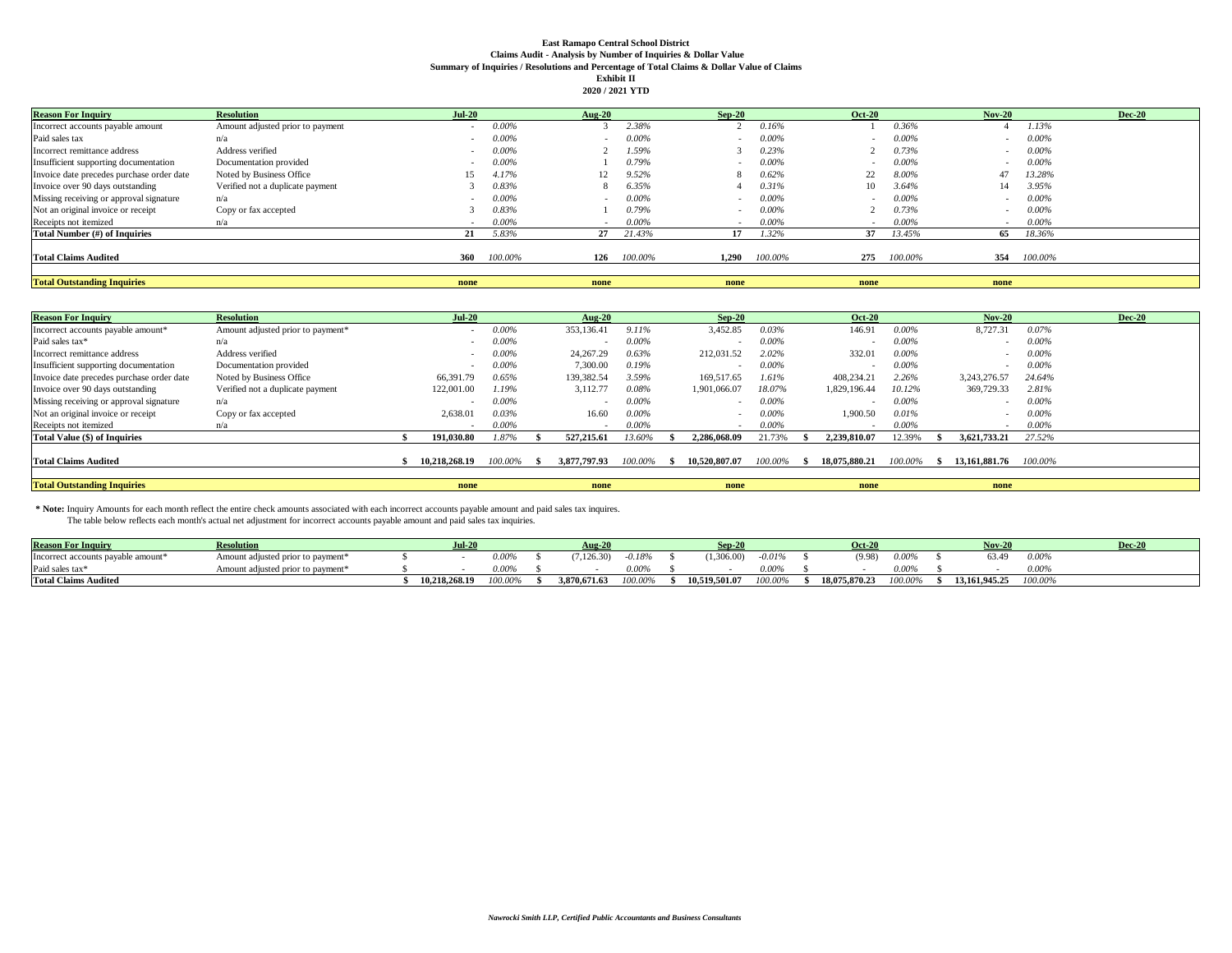**East Ramapo Central School District**
**Claims Audit - Analysis by Number of Inquiries & Dollar Value**
**Summary of Inquiries / Resolutions and Percentage of Total Claims & Dollar Value of Claims**
**Exhibit II**
**2020 / 2021 YTD**

| Reason For Inquiry | Resolution | Jul-20 | | Aug-20 | | Sep-20 | | Oct-20 | | Nov-20 | | Dec-20 |
|---|---|---|---|---|---|---|---|---|---|---|---|---|
| Incorrect accounts payable amount | Amount adjusted prior to payment | - | 0.00% | 3 | 2.38% | 2 | 0.16% | 1 | 0.36% | 4 | 1.13% | |
| Paid sales tax | n/a | - | 0.00% | - | 0.00% | - | 0.00% | - | 0.00% | - | 0.00% | |
| Incorrect remittance address | Address verified | - | 0.00% | 2 | 1.59% | 3 | 0.23% | 2 | 0.73% | - | 0.00% | |
| Insufficient supporting documentation | Documentation provided | - | 0.00% | 1 | 0.79% | - | 0.00% | - | 0.00% | - | 0.00% | |
| Invoice date precedes purchase order date | Noted by Business Office | 15 | 4.17% | 12 | 9.52% | 8 | 0.62% | 22 | 8.00% | 47 | 13.28% | |
| Invoice over 90 days outstanding | Verified not a duplicate payment | 3 | 0.83% | 8 | 6.35% | 4 | 0.31% | 10 | 3.64% | 14 | 3.95% | |
| Missing receiving or approval signature | n/a | - | 0.00% | - | 0.00% | - | 0.00% | - | 0.00% | - | 0.00% | |
| Not an original invoice or receipt | Copy or fax accepted | 3 | 0.83% | 1 | 0.79% | - | 0.00% | 2 | 0.73% | - | 0.00% | |
| Receipts not itemized | n/a | - | 0.00% | - | 0.00% | - | 0.00% | - | 0.00% | - | 0.00% | |
| **Total Number (#) of Inquiries** | | **21** | 5.83% | **27** | 21.43% | **17** | 1.32% | **37** | 13.45% | **65** | 18.36% | |
| **Total Claims Audited** | | **360** | 100.00% | **126** | 100.00% | **1,290** | 100.00% | **275** | 100.00% | **354** | 100.00% | |
| **Total Outstanding Inquiries** | | **none** | | **none** | | **none** | | **none** | | **none** | | |

| Reason For Inquiry | Resolution | Jul-20 | | Aug-20 | | Sep-20 | | Oct-20 | | Nov-20 | | Dec-20 |
|---|---|---|---|---|---|---|---|---|---|---|---|---|
| Incorrect accounts payable amount* | Amount adjusted prior to payment* | - | 0.00% | 353,136.41 | 9.11% | 3,452.85 | 0.03% | 146.91 | 0.00% | 8,727.31 | 0.07% | |
| Paid sales tax* | n/a | - | 0.00% | - | 0.00% | - | 0.00% | - | 0.00% | - | 0.00% | |
| Incorrect remittance address | Address verified | - | 0.00% | 24,267.29 | 0.63% | 212,031.52 | 2.02% | 332.01 | 0.00% | - | 0.00% | |
| Insufficient supporting documentation | Documentation provided | - | 0.00% | 7,300.00 | 0.19% | - | 0.00% | - | 0.00% | - | 0.00% | |
| Invoice date precedes purchase order date | Noted by Business Office | 66,391.79 | 0.65% | 139,382.54 | 3.59% | 169,517.65 | 1.61% | 408,234.21 | 2.26% | 3,243,276.57 | 24.64% | |
| Invoice over 90 days outstanding | Verified not a duplicate payment | 122,001.00 | 1.19% | 3,112.77 | 0.08% | 1,901,066.07 | 18.07% | 1,829,196.44 | 10.12% | 369,729.33 | 2.81% | |
| Missing receiving or approval signature | n/a | - | 0.00% | - | 0.00% | - | 0.00% | - | 0.00% | - | 0.00% | |
| Not an original invoice or receipt | Copy or fax accepted | 2,638.01 | 0.03% | 16.60 | 0.00% | - | 0.00% | 1,900.50 | 0.01% | - | 0.00% | |
| Receipts not itemized | n/a | - | 0.00% | - | 0.00% | - | 0.00% | - | 0.00% | - | 0.00% | |
| **Total Value ($) of Inquiries** | | **$ 191,030.80** | 1.87% | **$ 527,215.61** | 13.60% | **$ 2,286,068.09** | 21.73% | **$ 2,239,810.07** | 12.39% | **$ 3,621,733.21** | 27.52% | |
| **Total Claims Audited** | | **$ 10,218,268.19** | 100.00% | **$ 3,877,797.93** | 100.00% | **$ 10,520,807.07** | 100.00% | **$ 18,075,880.21** | 100.00% | **$ 13,161,881.76** | 100.00% | |
| **Total Outstanding Inquiries** | | **none** | | **none** | | **none** | | **none** | | **none** | | |

**\* Note:** Inquiry Amounts for each month reflect the entire check amounts associated with each incorrect accounts payable amount and paid sales tax inquires.
The table below reflects each month's actual net adjustment for incorrect accounts payable amount and paid sales tax inquiries.

| Reason For Inquiry | Resolution | Jul-20 | | Aug-20 | | Sep-20 | | Oct-20 | | Nov-20 | | Dec-20 |
|---|---|---|---|---|---|---|---|---|---|---|---|---|
| Incorrect accounts payable amount* | Amount adjusted prior to payment* | $ - | 0.00% | $ (7,126.30) | -0.18% | $ (1,306.00) | -0.01% | $ (9.98) | 0.00% | $ 63.49 | 0.00% | |
| Paid sales tax* | Amount adjusted prior to payment* | $ - | 0.00% | $ - | 0.00% | $ - | 0.00% | $ - | 0.00% | $ - | 0.00% | |
| **Total Claims Audited** | | **$ 10,218,268.19** | 100.00% | **$ 3,870,671.63** | 100.00% | **$ 10,519,501.07** | 100.00% | **$ 18,075,870.23** | 100.00% | **$ 13,161,945.25** | 100.00% | |

*Nawrocki Smith LLP, Certified Public Accountants and Business Consultants*